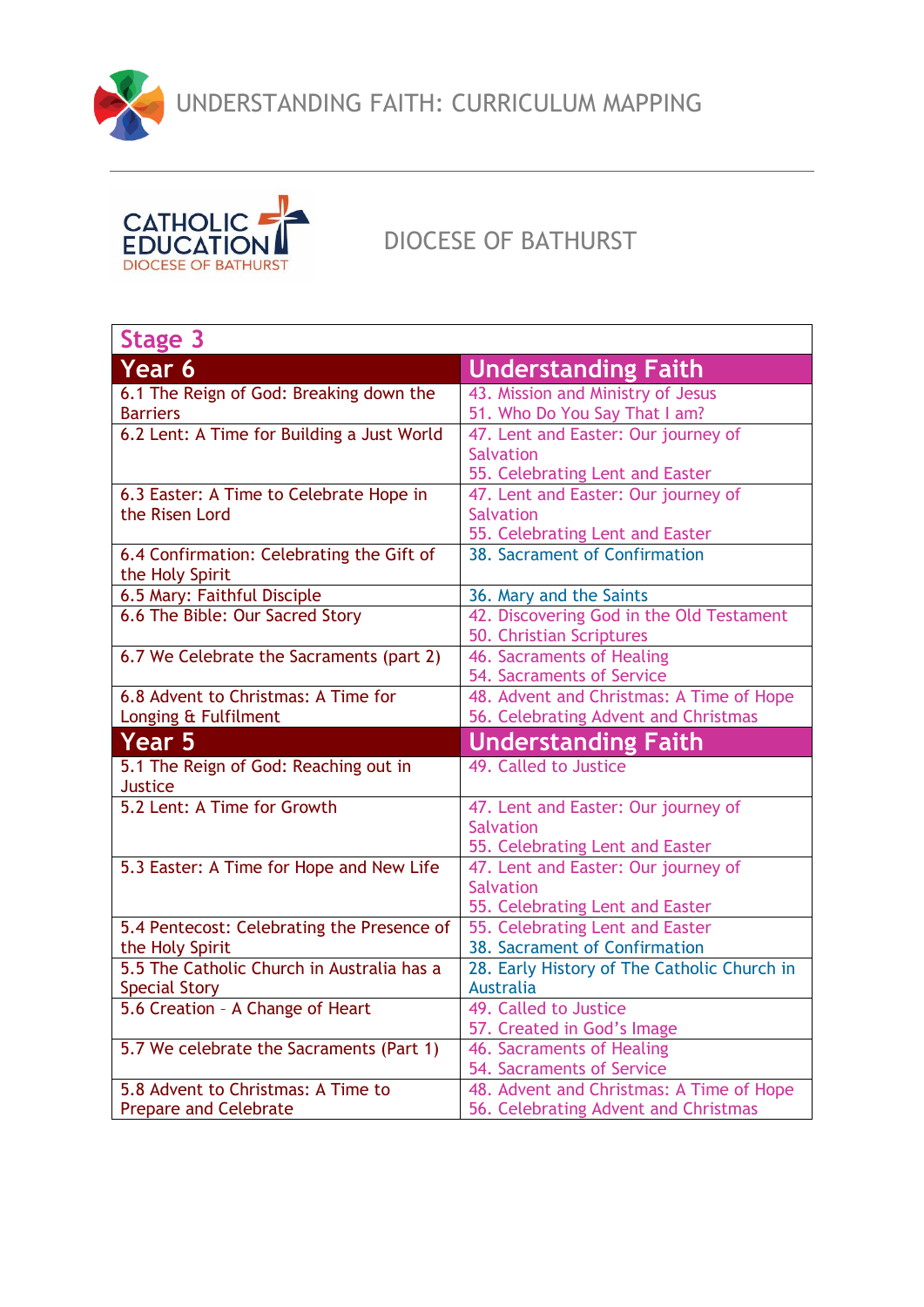# UNDERSTANDING FAITH: CURRICULUM MAPPING

CATHOLIC EDUCATION DIOCESE OF BATHURST

## DIOCESE OF BATHURST

| Stage 3 | |
|---|---|
| **Year 6** | **Understanding Faith** |
| 6.1 The Reign of God: Breaking down the Barriers | 43. Mission and Ministry of Jesus<br>51. Who Do You Say That I am? |
| 6.2 Lent: A Time for Building a Just World | 47. Lent and Easter: Our journey of Salvation<br>55. Celebrating Lent and Easter |
| 6.3 Easter: A Time to Celebrate Hope in the Risen Lord | 47. Lent and Easter: Our journey of Salvation<br>55. Celebrating Lent and Easter |
| 6.4 Confirmation: Celebrating the Gift of the Holy Spirit | 38. Sacrament of Confirmation |
| 6.5 Mary: Faithful Disciple | 36. Mary and the Saints |
| 6.6 The Bible: Our Sacred Story | 42. Discovering God in the Old Testament<br>50. Christian Scriptures |
| 6.7 We Celebrate the Sacraments (part 2) | 46. Sacraments of Healing<br>54. Sacraments of Service |
| 6.8 Advent to Christmas: A Time for Longing & Fulfilment | 48. Advent and Christmas: A Time of Hope<br>56. Celebrating Advent and Christmas |
| **Year 5** | **Understanding Faith** |
| 5.1 The Reign of God: Reaching out in Justice | 49. Called to Justice |
| 5.2 Lent: A Time for Growth | 47. Lent and Easter: Our journey of Salvation<br>55. Celebrating Lent and Easter |
| 5.3 Easter: A Time for Hope and New Life | 47. Lent and Easter: Our journey of Salvation<br>55. Celebrating Lent and Easter |
| 5.4 Pentecost: Celebrating the Presence of the Holy Spirit | 55. Celebrating Lent and Easter<br>38. Sacrament of Confirmation |
| 5.5 The Catholic Church in Australia has a Special Story | 28. Early History of The Catholic Church in Australia |
| 5.6 Creation – A Change of Heart | 49. Called to Justice<br>57. Created in God's Image |
| 5.7 We celebrate the Sacraments (Part 1) | 46. Sacraments of Healing<br>54. Sacraments of Service |
| 5.8 Advent to Christmas: A Time to Prepare and Celebrate | 48. Advent and Christmas: A Time of Hope<br>56. Celebrating Advent and Christmas |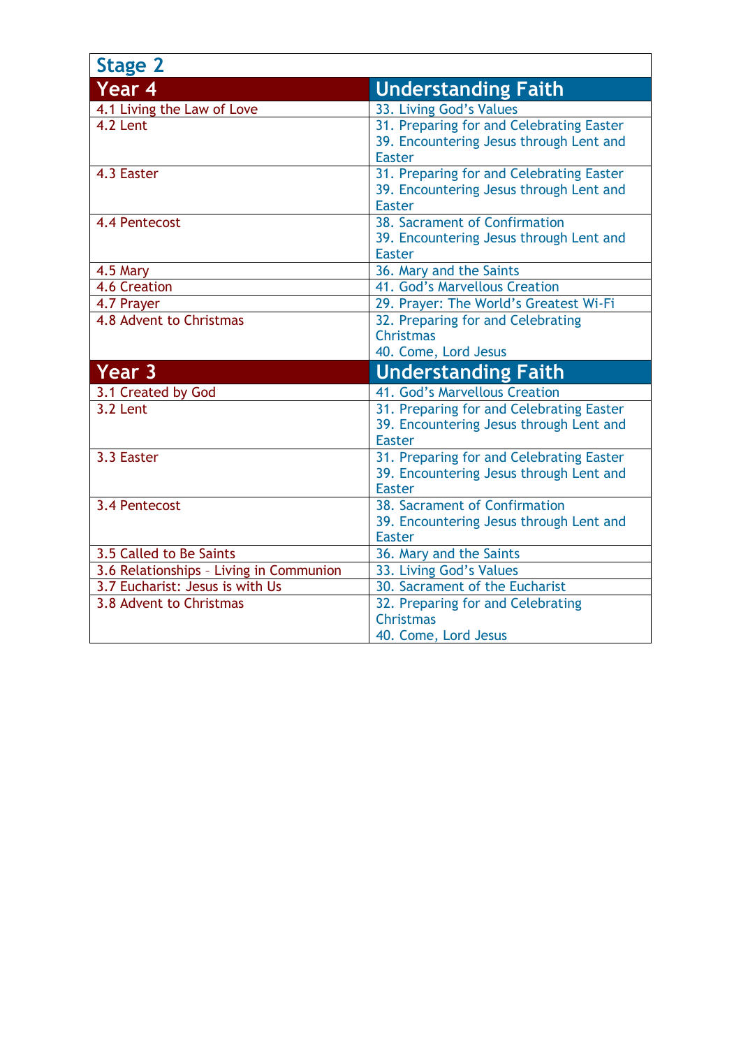## Stage 2

| Year 4 | Understanding Faith |
|---|---|
| 4.1 Living the Law of Love | 33. Living God's Values |
| 4.2 Lent | 31. Preparing for and Celebrating Easter<br>39. Encountering Jesus through Lent and Easter |
| 4.3 Easter | 31. Preparing for and Celebrating Easter<br>39. Encountering Jesus through Lent and Easter |
| 4.4 Pentecost | 38. Sacrament of Confirmation<br>39. Encountering Jesus through Lent and Easter |
| 4.5 Mary | 36. Mary and the Saints |
| 4.6 Creation | 41. God's Marvellous Creation |
| 4.7 Prayer | 29. Prayer: The World's Greatest Wi-Fi |
| 4.8 Advent to Christmas | 32. Preparing for and Celebrating Christmas<br>40. Come, Lord Jesus |

| Year 3 | Understanding Faith |
|---|---|
| 3.1 Created by God | 41. God's Marvellous Creation |
| 3.2 Lent | 31. Preparing for and Celebrating Easter<br>39. Encountering Jesus through Lent and Easter |
| 3.3 Easter | 31. Preparing for and Celebrating Easter<br>39. Encountering Jesus through Lent and Easter |
| 3.4 Pentecost | 38. Sacrament of Confirmation<br>39. Encountering Jesus through Lent and Easter |
| 3.5 Called to Be Saints | 36. Mary and the Saints |
| 3.6 Relationships – Living in Communion | 33. Living God's Values |
| 3.7 Eucharist: Jesus is with Us | 30. Sacrament of the Eucharist |
| 3.8 Advent to Christmas | 32. Preparing for and Celebrating Christmas<br>40. Come, Lord Jesus |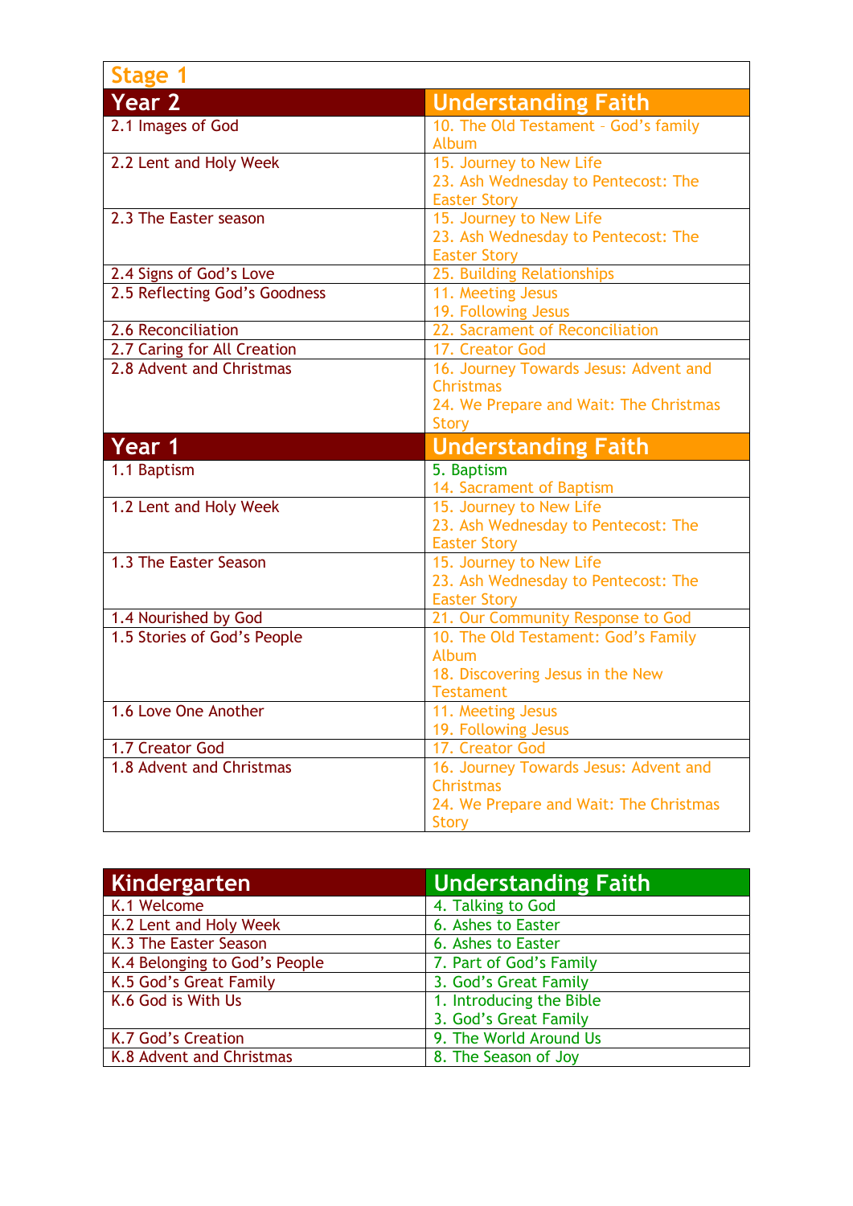## Stage 1

| Year 2 | Understanding Faith |
|---|---|
| 2.1 Images of God | 10. The Old Testament – God's family Album |
| 2.2 Lent and Holy Week | 15. Journey to New Life<br>23. Ash Wednesday to Pentecost: The Easter Story |
| 2.3 The Easter season | 15. Journey to New Life<br>23. Ash Wednesday to Pentecost: The Easter Story |
| 2.4 Signs of God's Love | 25. Building Relationships |
| 2.5 Reflecting God's Goodness | 11. Meeting Jesus<br>19. Following Jesus |
| 2.6 Reconciliation | 22. Sacrament of Reconciliation |
| 2.7 Caring for All Creation | 17. Creator God |
| 2.8 Advent and Christmas | 16. Journey Towards Jesus: Advent and Christmas<br>24. We Prepare and Wait: The Christmas Story |

| Year 1 | Understanding Faith |
|---|---|
| 1.1 Baptism | 5. Baptism<br>14. Sacrament of Baptism |
| 1.2 Lent and Holy Week | 15. Journey to New Life<br>23. Ash Wednesday to Pentecost: The Easter Story |
| 1.3 The Easter Season | 15. Journey to New Life<br>23. Ash Wednesday to Pentecost: The Easter Story |
| 1.4 Nourished by God | 21. Our Community Response to God |
| 1.5 Stories of God's People | 10. The Old Testament: God's Family Album<br>18. Discovering Jesus in the New Testament |
| 1.6 Love One Another | 11. Meeting Jesus<br>19. Following Jesus |
| 1.7 Creator God | 17. Creator God |
| 1.8 Advent and Christmas | 16. Journey Towards Jesus: Advent and Christmas<br>24. We Prepare and Wait: The Christmas Story |

| Kindergarten | Understanding Faith |
|---|---|
| K.1 Welcome | 4. Talking to God |
| K.2 Lent and Holy Week | 6. Ashes to Easter |
| K.3 The Easter Season | 6. Ashes to Easter |
| K.4 Belonging to God's People | 7. Part of God's Family |
| K.5 God's Great Family | 3. God's Great Family |
| K.6 God is With Us | 1. Introducing the Bible<br>3. God's Great Family |
| K.7 God's Creation | 9. The World Around Us |
| K.8 Advent and Christmas | 8. The Season of Joy |